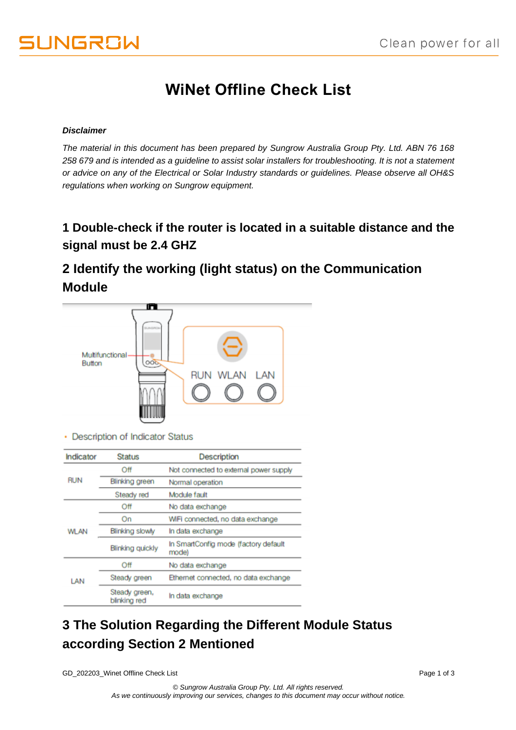# WiNet Offline Check List

***Disclaimer***

*The material in this document has been prepared by Sungrow Australia Group Pty. Ltd. ABN 76 168 258 679 and is intended as a guideline to assist solar installers for troubleshooting. It is not a statement or advice on any of the Electrical or Solar Industry standards or guidelines. Please observe all OH&S regulations when working on Sungrow equipment.*

## 1 Double-check if the router is located in a suitable distance and the signal must be 2.4 GHZ

## 2 Identify the working (light status) on the Communication Module

Multifunctional Button

RUN WLAN LAN

• Description of Indicator Status

| Indicator | Status | Description |
|---|---|---|
| RUN | Off | Not connected to external power supply |
| | Blinking green | Normal operation |
| | Steady red | Module fault |
| WLAN | Off | No data exchange |
| | On | WiFi connected, no data exchange |
| | Blinking slowly | In data exchange |
| | Blinking quickly | In SmartConfig mode (factory default mode) |
| LAN | Off | No data exchange |
| | Steady green | Ethernet connected, no data exchange |
| | Steady green, blinking red | In data exchange |

## 3 The Solution Regarding the Different Module Status according Section 2 Mentioned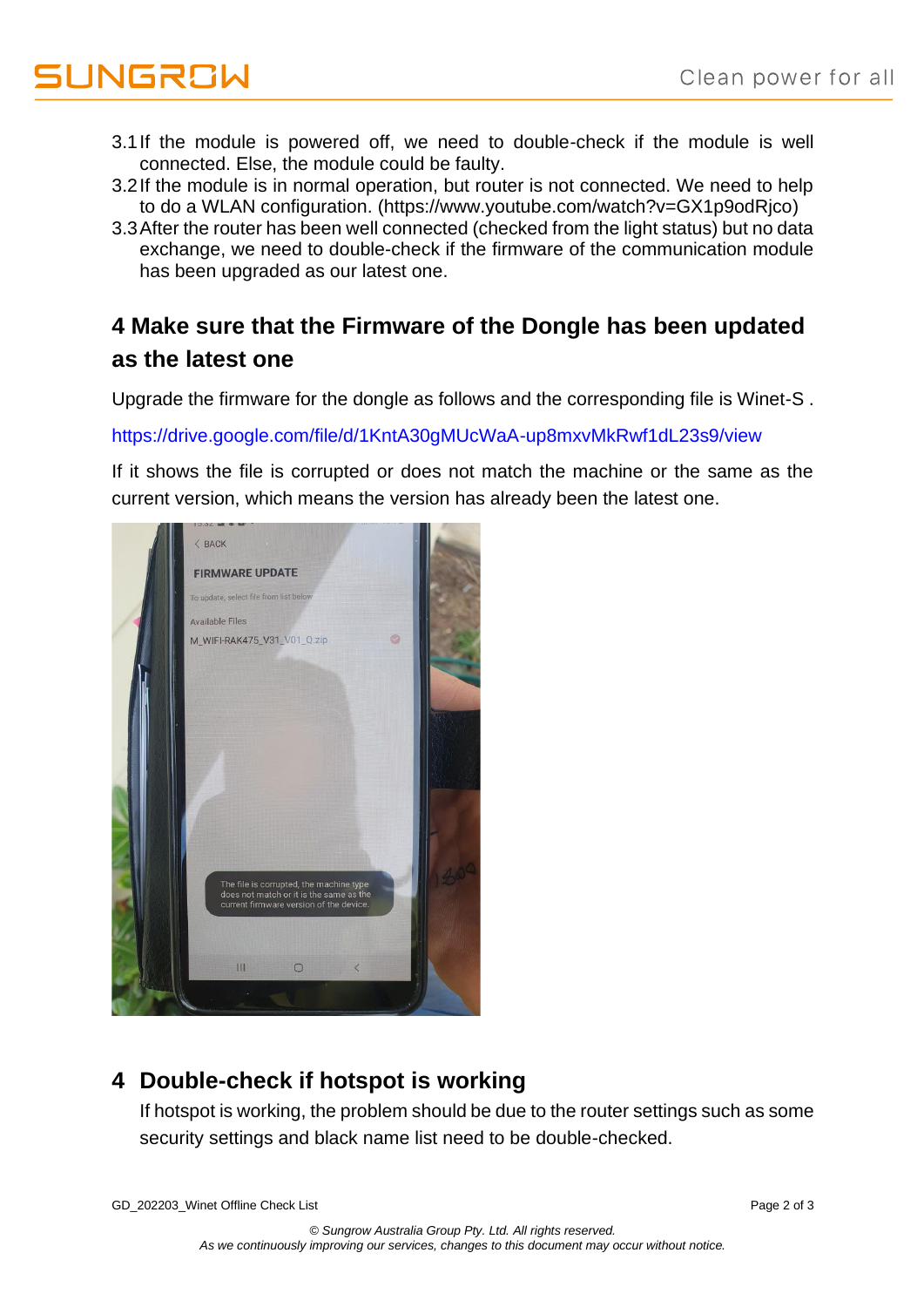3.1 If the module is powered off, we need to double-check if the module is well connected. Else, the module could be faulty.

3.2 If the module is in normal operation, but router is not connected. We need to help to do a WLAN configuration. (https://www.youtube.com/watch?v=GX1p9odRjco)

3.3 After the router has been well connected (checked from the light status) but no data exchange, we need to double-check if the firmware of the communication module has been upgraded as our latest one.

## 4 Make sure that the Firmware of the Dongle has been updated as the latest one

Upgrade the firmware for the dongle as follows and the corresponding file is Winet-S .

https://drive.google.com/file/d/1KntA30gMUcWaA-up8mxvMkRwf1dL23s9/view

If it shows the file is corrupted or does not match the machine or the same as the current version, which means the version has already been the latest one.

## 4 Double-check if hotspot is working

If hotspot is working, the problem should be due to the router settings such as some security settings and black name list need to be double-checked.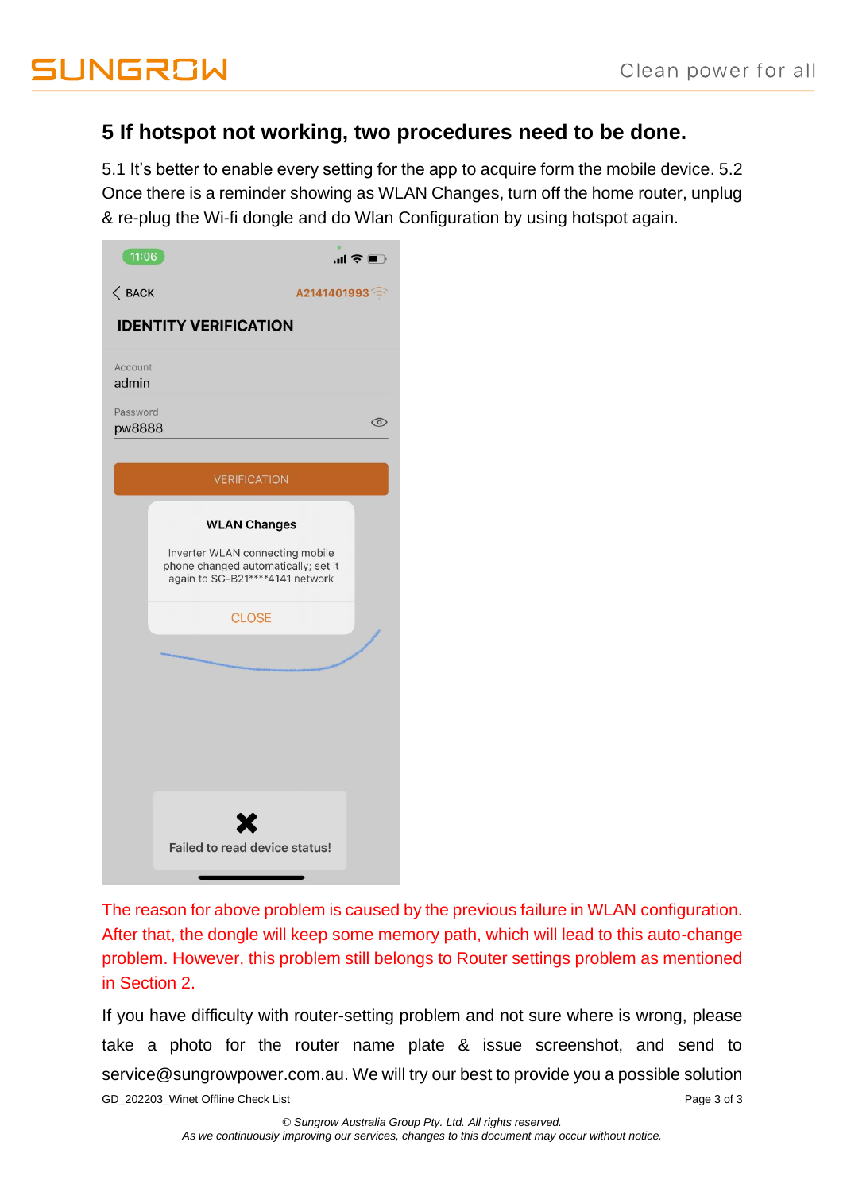## 5 If hotspot not working, two procedures need to be done.

5.1 It's better to enable every setting for the app to acquire form the mobile device. 5.2 Once there is a reminder showing as WLAN Changes, turn off the home router, unplug & re-plug the Wi-fi dongle and do Wlan Configuration by using hotspot again.

The reason for above problem is caused by the previous failure in WLAN configuration. After that, the dongle will keep some memory path, which will lead to this auto-change problem. However, this problem still belongs to Router settings problem as mentioned in Section 2.

If you have difficulty with router-setting problem and not sure where is wrong, please take a photo for the router name plate & issue screenshot, and send to service@sungrowpower.com.au. We will try our best to provide you a possible solution